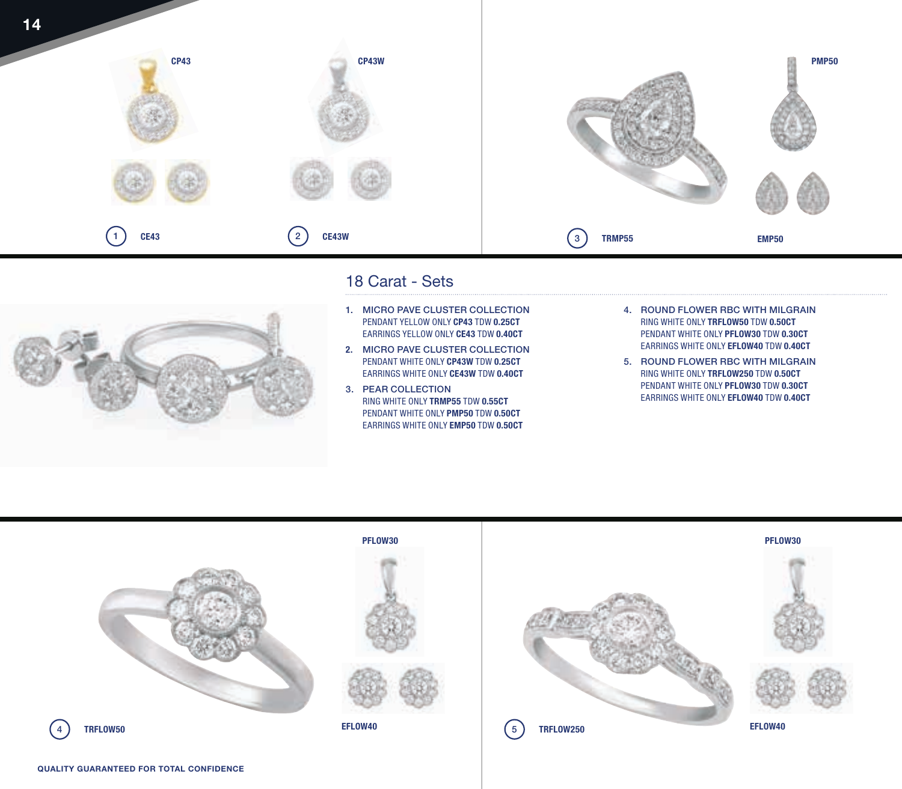CP43

CP43W

PMP50

1 CE43

2 CE43W

3 TRMP55

EMP50

## 18 Carat - Sets

1. MICRO PAVE CLUSTER COLLECTION
   PENDANT YELLOW ONLY **CP43** TDW **0.25CT**
   EARRINGS YELLOW ONLY **CE43** TDW **0.40CT**
2. MICRO PAVE CLUSTER COLLECTION
   PENDANT WHITE ONLY **CP43W** TDW **0.25CT**
   EARRINGS WHITE ONLY **CE43W** TDW **0.40CT**
3. PEAR COLLECTION
   RING WHITE ONLY **TRMP55** TDW **0.55CT**
   PENDANT WHITE ONLY **PMP50** TDW **0.50CT**
   EARRINGS WHITE ONLY **EMP50** TDW **0.50CT**
4. ROUND FLOWER RBC WITH MILGRAIN
   RING WHITE ONLY **TRFLOW50** TDW **0.50CT**
   PENDANT WHITE ONLY **PFLOW30** TDW **0.30CT**
   EARRINGS WHITE ONLY **EFLOW40** TDW **0.40CT**
5. ROUND FLOWER RBC WITH MILGRAIN
   RING WHITE ONLY **TRFLOW250** TDW **0.50CT**
   PENDANT WHITE ONLY **PFLOW30** TDW **0.30CT**
   EARRINGS WHITE ONLY **EFLOW40** TDW **0.40CT**

PFLOW30

4 TRFLOW50

EFLOW40

PFLOW30

5 TRFLOW250

EFLOW40

QUALITY GUARANTEED FOR TOTAL CONFIDENCE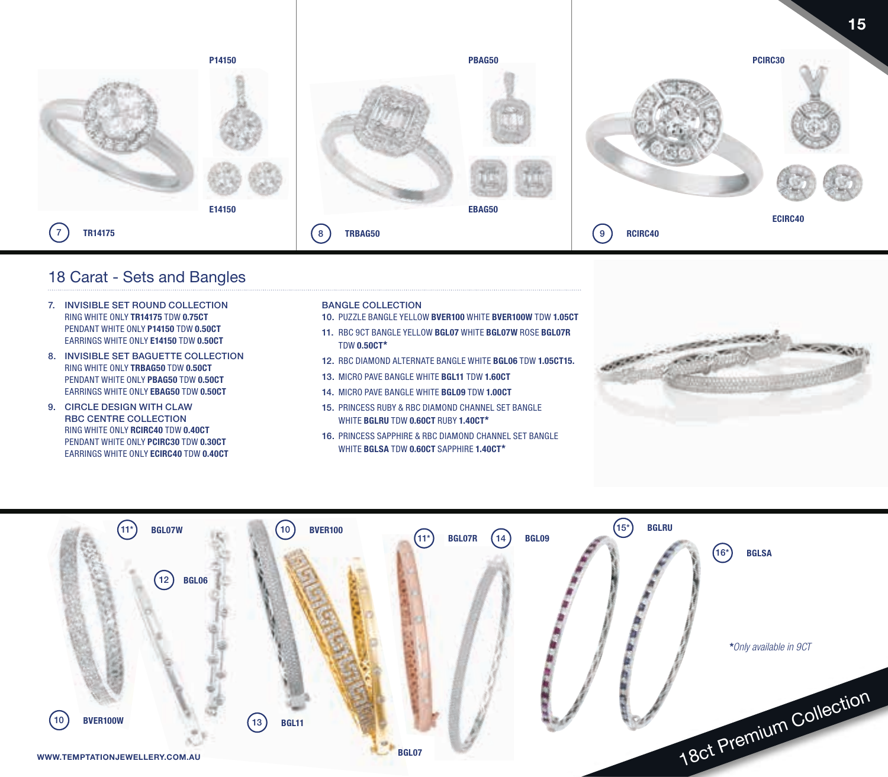7 TR14175

P14150

E14150

8 TRBAG50

PBAG50

EBAG50

9 RCIRC40

PCIRC30

ECIRC40

## 18 Carat - Sets and Bangles

7. **INVISIBLE SET ROUND COLLECTION**
   RING WHITE ONLY **TR14175** TDW **0.75CT**
   PENDANT WHITE ONLY **P14150** TDW **0.50CT**
   EARRINGS WHITE ONLY **E14150** TDW **0.50CT**
8. **INVISIBLE SET BAGUETTE COLLECTION**
   RING WHITE ONLY **TRBAG50** TDW **0.50CT**
   PENDANT WHITE ONLY **PBAG50** TDW **0.50CT**
   EARRINGS WHITE ONLY **EBAG50** TDW **0.50CT**
9. **CIRCLE DESIGN WITH CLAW RBC CENTRE COLLECTION**
   RING WHITE ONLY **RCIRC40** TDW **0.40CT**
   PENDANT WHITE ONLY **PCIRC30** TDW **0.30CT**
   EARRINGS WHITE ONLY **ECIRC40** TDW **0.40CT**

**BANGLE COLLECTION**

10. PUZZLE BANGLE YELLOW **BVER100** WHITE **BVER100W** TDW **1.05CT**
11. RBC 9CT BANGLE YELLOW **BGL07** WHITE **BGL07W** ROSE **BGL07R** TDW **0.50CT***
12. RBC DIAMOND ALTERNATE BANGLE WHITE **BGL06** TDW **1.05CT15.**
13. MICRO PAVE BANGLE WHITE **BGL11** TDW **1.60CT**
14. MICRO PAVE BANGLE WHITE **BGL09** TDW **1.00CT**
15. PRINCESS RUBY & RBC DIAMOND CHANNEL SET BANGLE WHITE **BGLRU** TDW **0.60CT** RUBY **1.40CT***
16. PRINCESS SAPPHIRE & RBC DIAMOND CHANNEL SET BANGLE WHITE **BGLSA** TDW **0.60CT** SAPPHIRE **1.40CT***

11* BGL07W

12 BGL06

10 BVER100

10 BVER100W

13 BGL11

BGL07

11* BGL07R

14 BGL09

15* BGLRU

16* BGLSA

*\*Only available in 9CT*

WWW.TEMPTATIONJEWELLERY.COM.AU

18ct Premium Collection